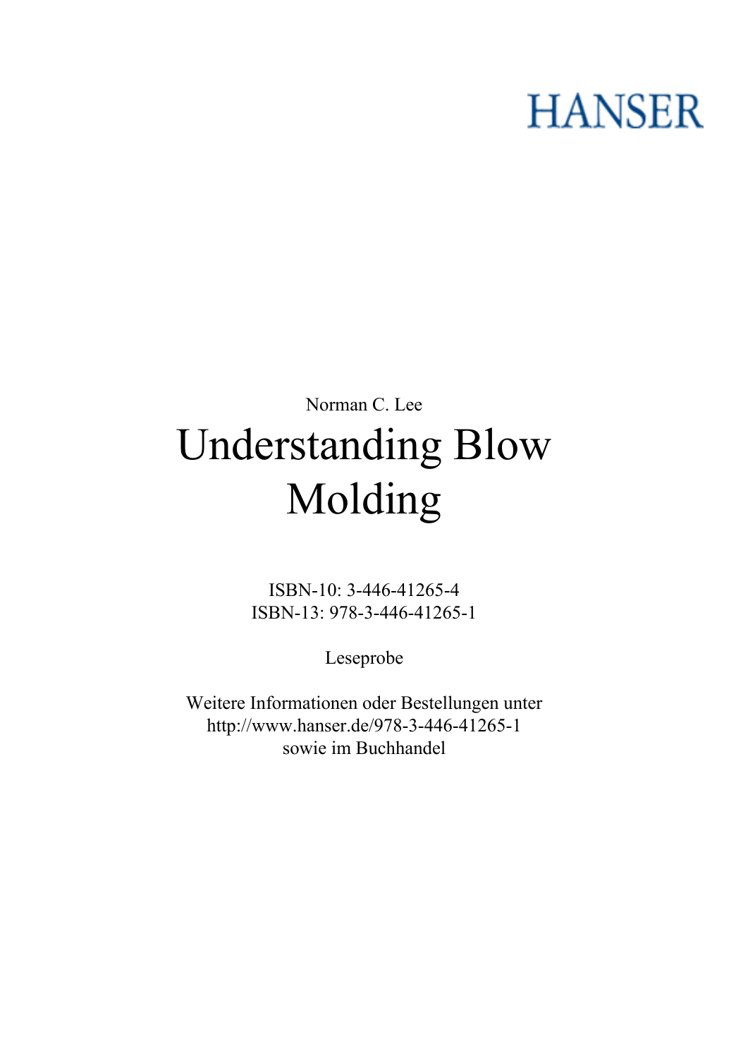HANSER

Norman C. Lee

# Understanding Blow Molding

ISBN-10: 3-446-41265-4
ISBN-13: 978-3-446-41265-1

Leseprobe

Weitere Informationen oder Bestellungen unter
http://www.hanser.de/978-3-446-41265-1
sowie im Buchhandel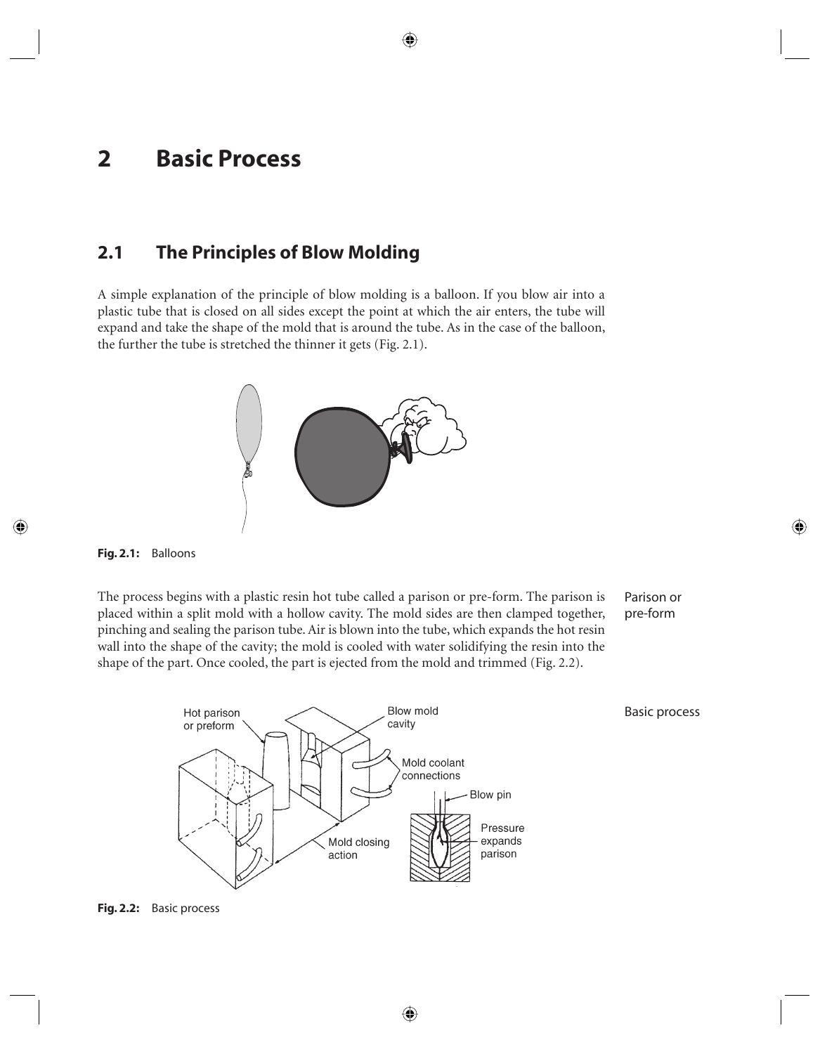# 2 Basic Process

## 2.1 The Principles of Blow Molding

A simple explanation of the principle of blow molding is a balloon. If you blow air into a plastic tube that is closed on all sides except the point at which the air enters, the tube will expand and take the shape of the mold that is around the tube. As in the case of the balloon, the further the tube is stretched the thinner it gets (Fig. 2.1).

**Fig. 2.1:** Balloons

Parison or pre-form

The process begins with a plastic resin hot tube called a parison or pre-form. The parison is placed within a split mold with a hollow cavity. The mold sides are then clamped together, pinching and sealing the parison tube. Air is blown into the tube, which expands the hot resin wall into the shape of the cavity; the mold is cooled with water solidifying the resin into the shape of the part. Once cooled, the part is ejected from the mold and trimmed (Fig. 2.2).

Basic process

**Fig. 2.2:** Basic process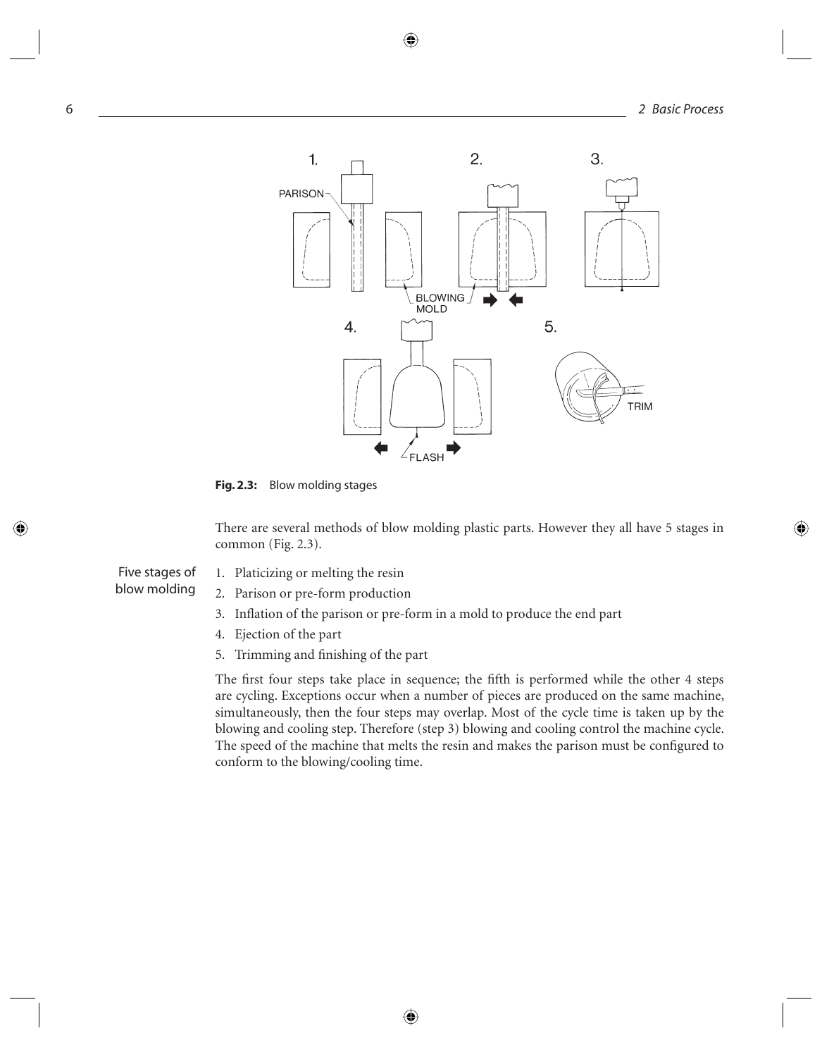**Fig. 2.3:** Blow molding stages

There are several methods of blow molding plastic parts. However they all have 5 stages in common (Fig. 2.3).

Five stages of blow molding

1. Platicizing or melting the resin
2. Parison or pre-form production
3. Inflation of the parison or pre-form in a mold to produce the end part
4. Ejection of the part
5. Trimming and finishing of the part

The first four steps take place in sequence; the fifth is performed while the other 4 steps are cycling. Exceptions occur when a number of pieces are produced on the same machine, simultaneously, then the four steps may overlap. Most of the cycle time is taken up by the blowing and cooling step. Therefore (step 3) blowing and cooling control the machine cycle. The speed of the machine that melts the resin and makes the parison must be configured to conform to the blowing/cooling time.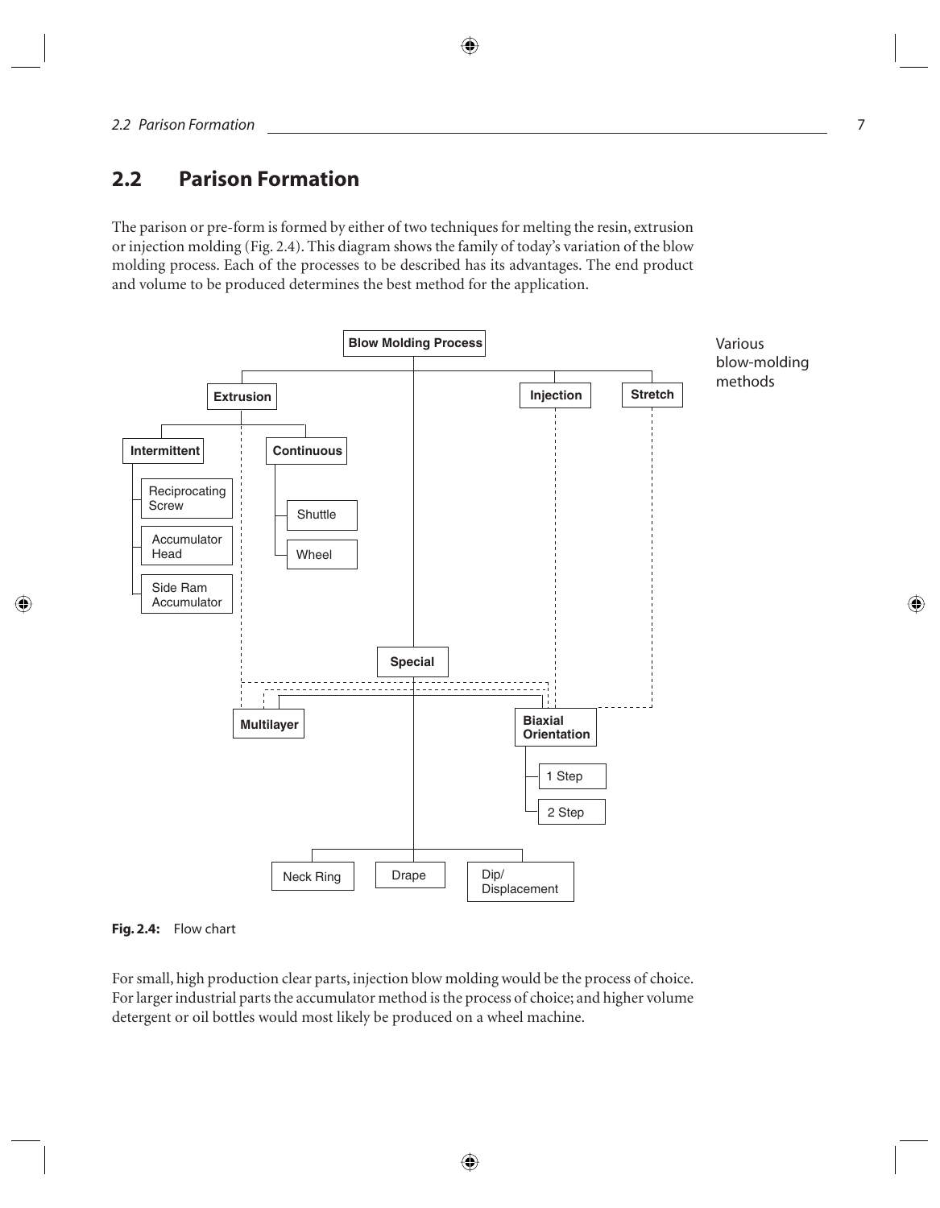## 2.2 Parison Formation

The parison or pre-form is formed by either of two techniques for melting the resin, extrusion or injection molding (Fig. 2.4). This diagram shows the family of today's variation of the blow molding process. Each of the processes to be described has its advantages. The end product and volume to be produced determines the best method for the application.

Various blow-molding methods

- Blow Molding Process
  - Extrusion
    - Intermittent
      - Reciprocating Screw
      - Accumulator Head
      - Side Ram Accumulator
    - Continuous
      - Shuttle
      - Wheel
  - Injection
  - Stretch
  - Special
    - Multilayer
    - Biaxial Orientation
      - 1 Step
      - 2 Step
    - Neck Ring
    - Drape
    - Dip/ Displacement

**Fig. 2.4:** Flow chart

For small, high production clear parts, injection blow molding would be the process of choice. For larger industrial parts the accumulator method is the process of choice; and higher volume detergent or oil bottles would most likely be produced on a wheel machine.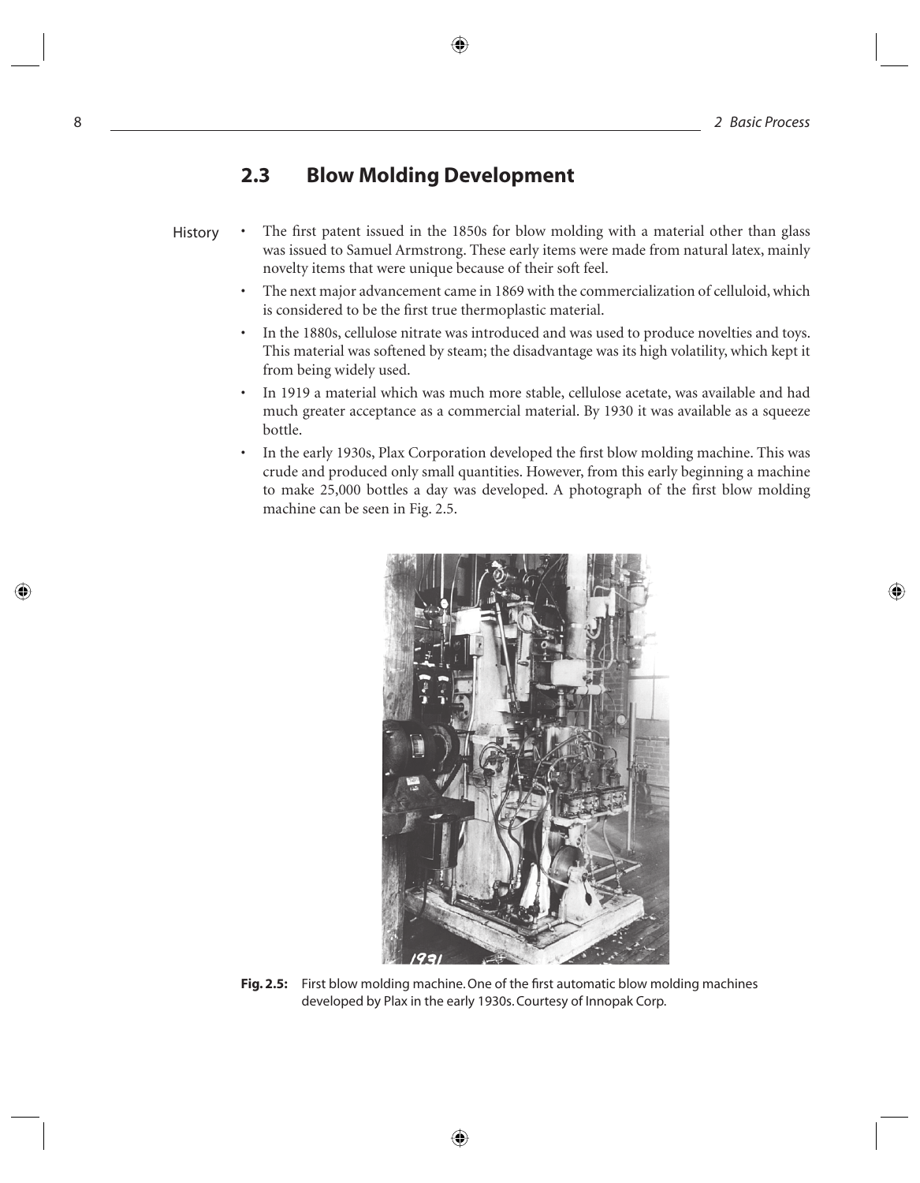## 2.3 Blow Molding Development

History

- The first patent issued in the 1850s for blow molding with a material other than glass was issued to Samuel Armstrong. These early items were made from natural latex, mainly novelty items that were unique because of their soft feel.
- The next major advancement came in 1869 with the commercialization of celluloid, which is considered to be the first true thermoplastic material.
- In the 1880s, cellulose nitrate was introduced and was used to produce novelties and toys. This material was softened by steam; the disadvantage was its high volatility, which kept it from being widely used.
- In 1919 a material which was much more stable, cellulose acetate, was available and had much greater acceptance as a commercial material. By 1930 it was available as a squeeze bottle.
- In the early 1930s, Plax Corporation developed the first blow molding machine. This was crude and produced only small quantities. However, from this early beginning a machine to make 25,000 bottles a day was developed. A photograph of the first blow molding machine can be seen in Fig. 2.5.

**Fig. 2.5:** First blow molding machine. One of the first automatic blow molding machines developed by Plax in the early 1930s. Courtesy of Innopak Corp.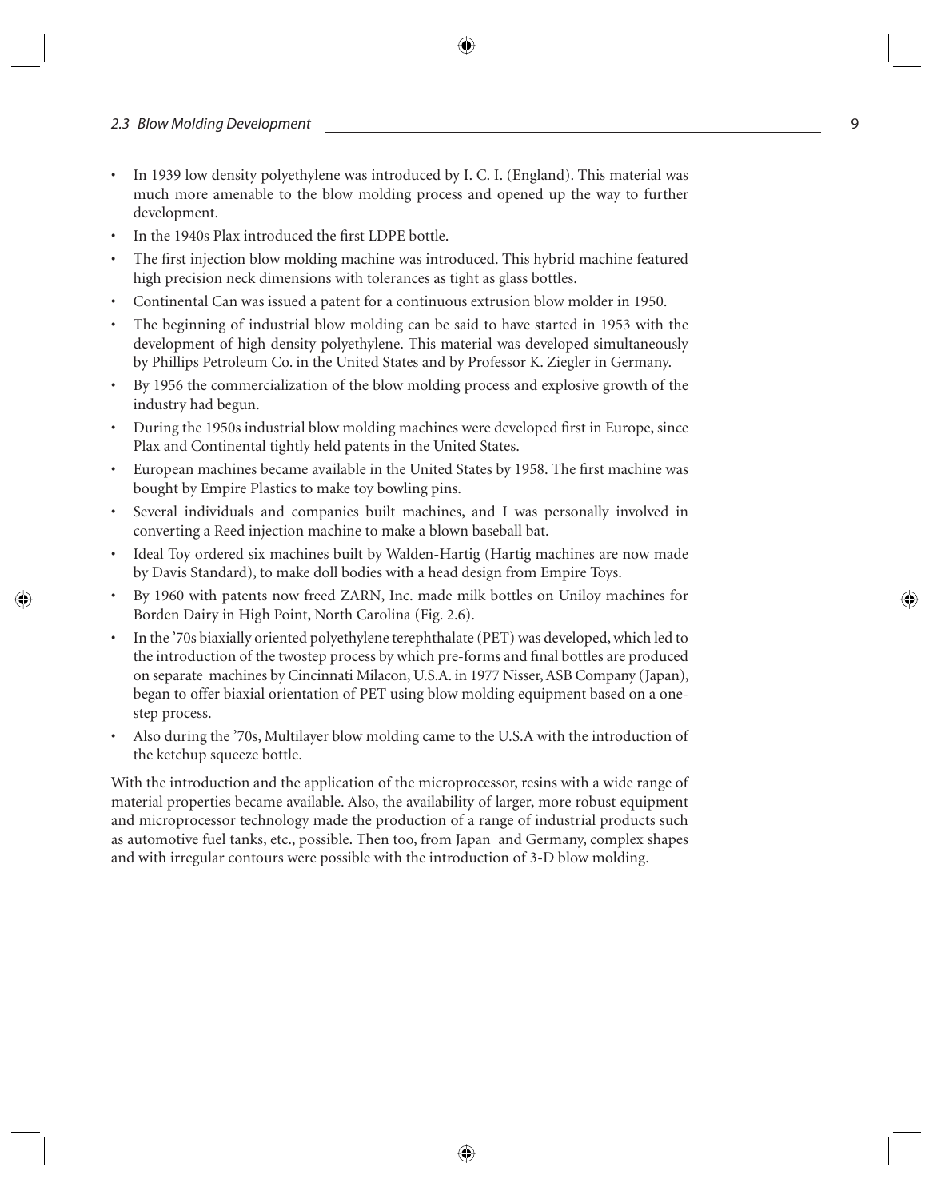- In 1939 low density polyethylene was introduced by I. C. I. (England). This material was much more amenable to the blow molding process and opened up the way to further development.
- In the 1940s Plax introduced the first LDPE bottle.
- The first injection blow molding machine was introduced. This hybrid machine featured high precision neck dimensions with tolerances as tight as glass bottles.
- Continental Can was issued a patent for a continuous extrusion blow molder in 1950.
- The beginning of industrial blow molding can be said to have started in 1953 with the development of high density polyethylene. This material was developed simultaneously by Phillips Petroleum Co. in the United States and by Professor K. Ziegler in Germany.
- By 1956 the commercialization of the blow molding process and explosive growth of the industry had begun.
- During the 1950s industrial blow molding machines were developed first in Europe, since Plax and Continental tightly held patents in the United States.
- European machines became available in the United States by 1958. The first machine was bought by Empire Plastics to make toy bowling pins.
- Several individuals and companies built machines, and I was personally involved in converting a Reed injection machine to make a blown baseball bat.
- Ideal Toy ordered six machines built by Walden-Hartig (Hartig machines are now made by Davis Standard), to make doll bodies with a head design from Empire Toys.
- By 1960 with patents now freed ZARN, Inc. made milk bottles on Uniloy machines for Borden Dairy in High Point, North Carolina (Fig. 2.6).
- In the '70s biaxially oriented polyethylene terephthalate (PET) was developed, which led to the introduction of the twostep process by which pre-forms and final bottles are produced on separate machines by Cincinnati Milacon, U.S.A. in 1977 Nisser, ASB Company (Japan), began to offer biaxial orientation of PET using blow molding equipment based on a one-step process.
- Also during the '70s, Multilayer blow molding came to the U.S.A with the introduction of the ketchup squeeze bottle.

With the introduction and the application of the microprocessor, resins with a wide range of material properties became available. Also, the availability of larger, more robust equipment and microprocessor technology made the production of a range of industrial products such as automotive fuel tanks, etc., possible. Then too, from Japan and Germany, complex shapes and with irregular contours were possible with the introduction of 3-D blow molding.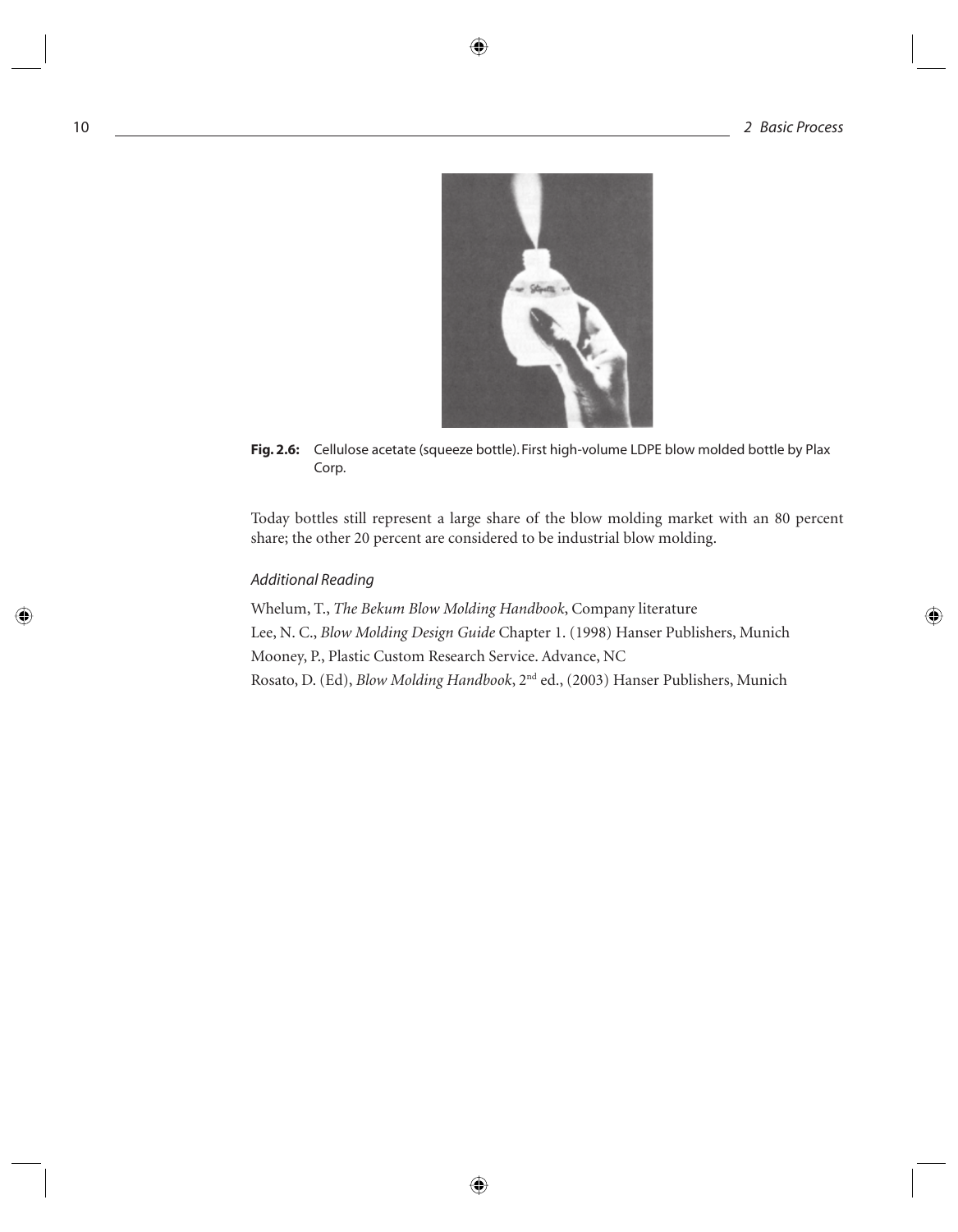**Fig. 2.6:** Cellulose acetate (squeeze bottle). First high-volume LDPE blow molded bottle by Plax Corp.

Today bottles still represent a large share of the blow molding market with an 80 percent share; the other 20 percent are considered to be industrial blow molding.

*Additional Reading*

Whelum, T., *The Bekum Blow Molding Handbook*, Company literature

Lee, N. C., *Blow Molding Design Guide* Chapter 1. (1998) Hanser Publishers, Munich

Mooney, P., Plastic Custom Research Service. Advance, NC

Rosato, D. (Ed), *Blow Molding Handbook*, 2nd ed., (2003) Hanser Publishers, Munich